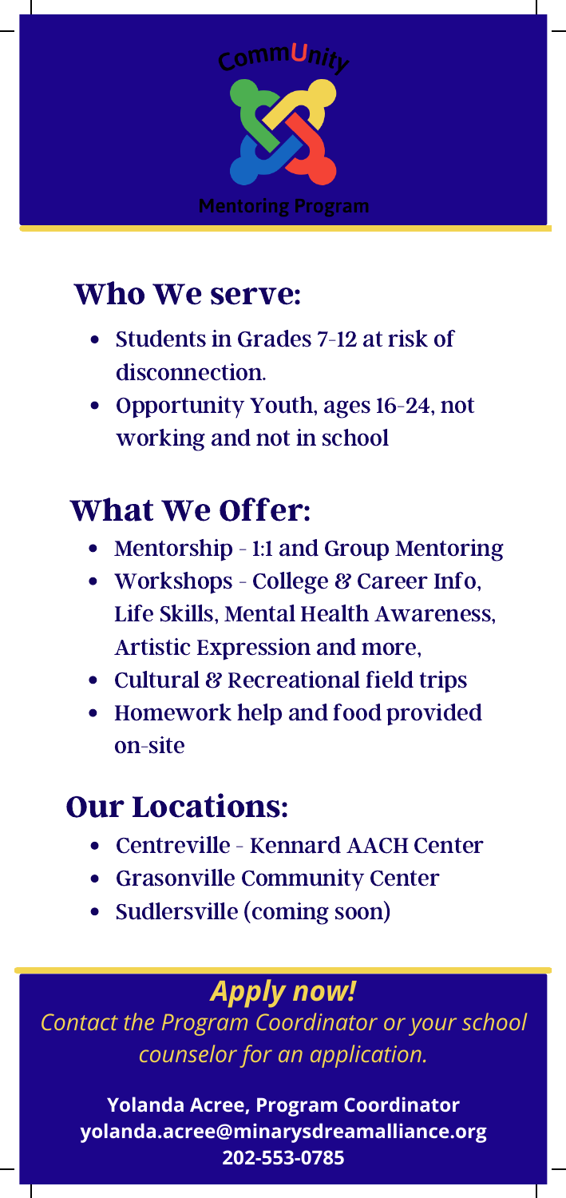CommUnity

Mentoring Program

## Who We serve:

- Students in Grades 7-12 at risk of disconnection.
- Opportunity Youth, ages 16-24, not working and not in school

## What We Offer:

- Mentorship - 1:1 and Group Mentoring
- Workshops - College & Career Info, Life Skills, Mental Health Awareness, Artistic Expression and more,
- Cultural & Recreational field trips
- Homework help and food provided on-site

## Our Locations:

- Centreville - Kennard AACH Center
- Grasonville Community Center
- Sudlersville (coming soon)

***Apply now!***

*Contact the Program Coordinator or your school counselor for an application.*

**Yolanda Acree, Program Coordinator**
**yolanda.acree@minarysdreamalliance.org**
**202-553-0785**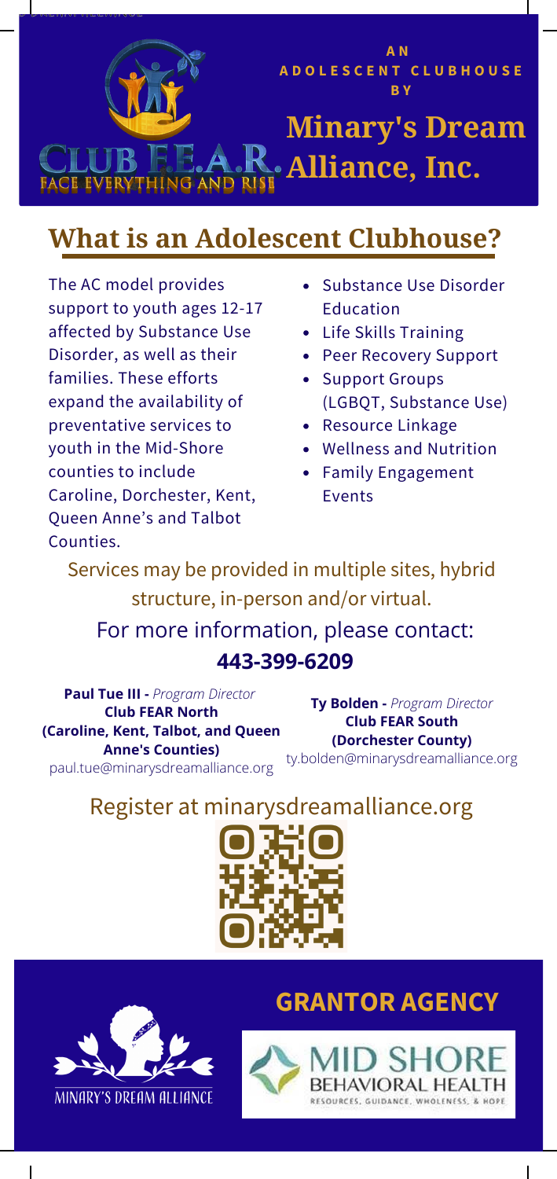CLUB F.E.A.R.
FACE EVERYTHING AND RISE

AN ADOLESCENT CLUBHOUSE BY

# Minary's Dream Alliance, Inc.

## What is an Adolescent Clubhouse?

The AC model provides support to youth ages 12-17 affected by Substance Use Disorder, as well as their families. These efforts expand the availability of preventative services to youth in the Mid-Shore counties to include Caroline, Dorchester, Kent, Queen Anne's and Talbot Counties.

- Substance Use Disorder Education
- Life Skills Training
- Peer Recovery Support
- Support Groups (LGBQT, Substance Use)
- Resource Linkage
- Wellness and Nutrition
- Family Engagement Events

Services may be provided in multiple sites, hybrid structure, in-person and/or virtual.

For more information, please contact:

**443-399-6209**

**Paul Tue III -** *Program Director*
**Club FEAR North**
**(Caroline, Kent, Talbot, and Queen Anne's Counties)**
paul.tue@minarysdreamalliance.org

**Ty Bolden -** *Program Director*
**Club FEAR South**
**(Dorchester County)**
ty.bolden@minarysdreamalliance.org

Register at minarysdreamalliance.org

MINARY'S DREAM ALLIANCE

## GRANTOR AGENCY

MID SHORE BEHAVIORAL HEALTH
RESOURCES, GUIDANCE, WHOLENESS, & HOPE